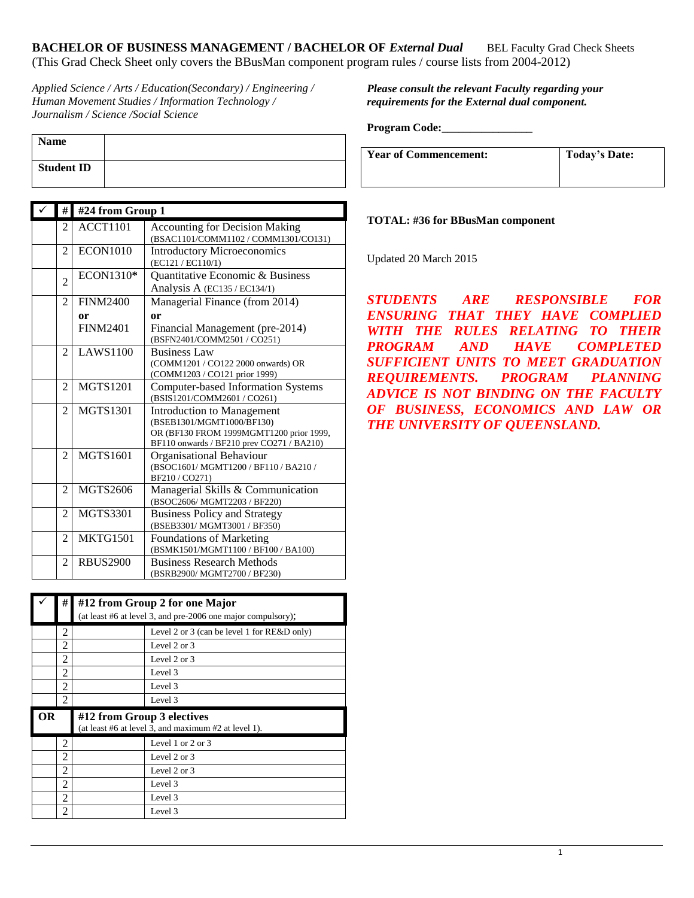**BACHELOR OF BUSINESS MANAGEMENT / BACHELOR OF *External Dual*** BEL Faculty Grad Check Sheets

(This Grad Check Sheet only covers the BBusMan component program rules / course lists from 2004-2012)

*Applied Science / Arts / Education(Secondary) / Engineering / Human Movement Studies / Information Technology / Journalism / Science /Social Science*

***Please consult the relevant Faculty regarding your requirements for the External dual component.***

**Program Code:**________________

| **Name** | |
|---|---|
| **Student ID** | |

| **Year of Commencement:** | **Today's Date:** |
|---|---|
| | |

| ✓ | # | #24 from Group 1 | |
|---|---|---|---|
| | 2 | ACCT1101 | Accounting for Decision Making (BSAC1101/COMM1102 / COMM1301/CO131) |
| | 2 | ECON1010 | Introductory Microeconomics (EC121 / EC110/1) |
| | 2 | ECON1310* | Quantitative Economic & Business Analysis A (EC135 / EC134/1) |
| | 2 | FINM2400 **or** FINM2401 | Managerial Finance (from 2014) **or** Financial Management (pre-2014) (BSFN2401/COMM2501 / CO251) |
| | 2 | LAWS1100 | Business Law (COMM1201 / CO122 2000 onwards) OR (COMM1203 / CO121 prior 1999) |
| | 2 | MGTS1201 | Computer-based Information Systems (BSIS1201/COMM2601 / CO261) |
| | 2 | MGTS1301 | Introduction to Management (BSEB1301/MGMT1000/BF130) OR (BF130 FROM 1999MGMT1200 prior 1999, BF110 onwards / BF210 prev CO271 / BA210) |
| | 2 | MGTS1601 | Organisational Behaviour (BSOC1601/ MGMT1200 / BF110 / BA210 / BF210 / CO271) |
| | 2 | MGTS2606 | Managerial Skills & Communication (BSOC2606/ MGMT2203 / BF220) |
| | 2 | MGTS3301 | Business Policy and Strategy (BSEB3301/ MGMT3001 / BF350) |
| | 2 | MKTG1501 | Foundations of Marketing (BSMK1501/MGMT1100 / BF100 / BA100) |
| | 2 | RBUS2900 | Business Research Methods (BSRB2900/ MGMT2700 / BF230) |

| ✓ | # | #12 from Group 2 for one Major (at least #6 at level 3, and pre-2006 one major compulsory); | |
|---|---|---|---|
| | 2 | | Level 2 or 3 (can be level 1 for RE&D only) |
| | 2 | | Level 2 or 3 |
| | 2 | | Level 2 or 3 |
| | 2 | | Level 3 |
| | 2 | | Level 3 |
| | 2 | | Level 3 |
| **OR** | | **#12 from Group 3 electives** (at least #6 at level 3, and maximum #2 at level 1). | |
| | 2 | | Level 1 or 2 or 3 |
| | 2 | | Level 2 or 3 |
| | 2 | | Level 2 or 3 |
| | 2 | | Level 3 |
| | 2 | | Level 3 |
| | 2 | | Level 3 |

**TOTAL: #36 for BBusMan component**

Updated 20 March 2015

***STUDENTS ARE RESPONSIBLE FOR ENSURING THAT THEY HAVE COMPLIED WITH THE RULES RELATING TO THEIR PROGRAM AND HAVE COMPLETED SUFFICIENT UNITS TO MEET GRADUATION REQUIREMENTS. PROGRAM PLANNING ADVICE IS NOT BINDING ON THE FACULTY OF BUSINESS, ECONOMICS AND LAW OR THE UNIVERSITY OF QUEENSLAND.***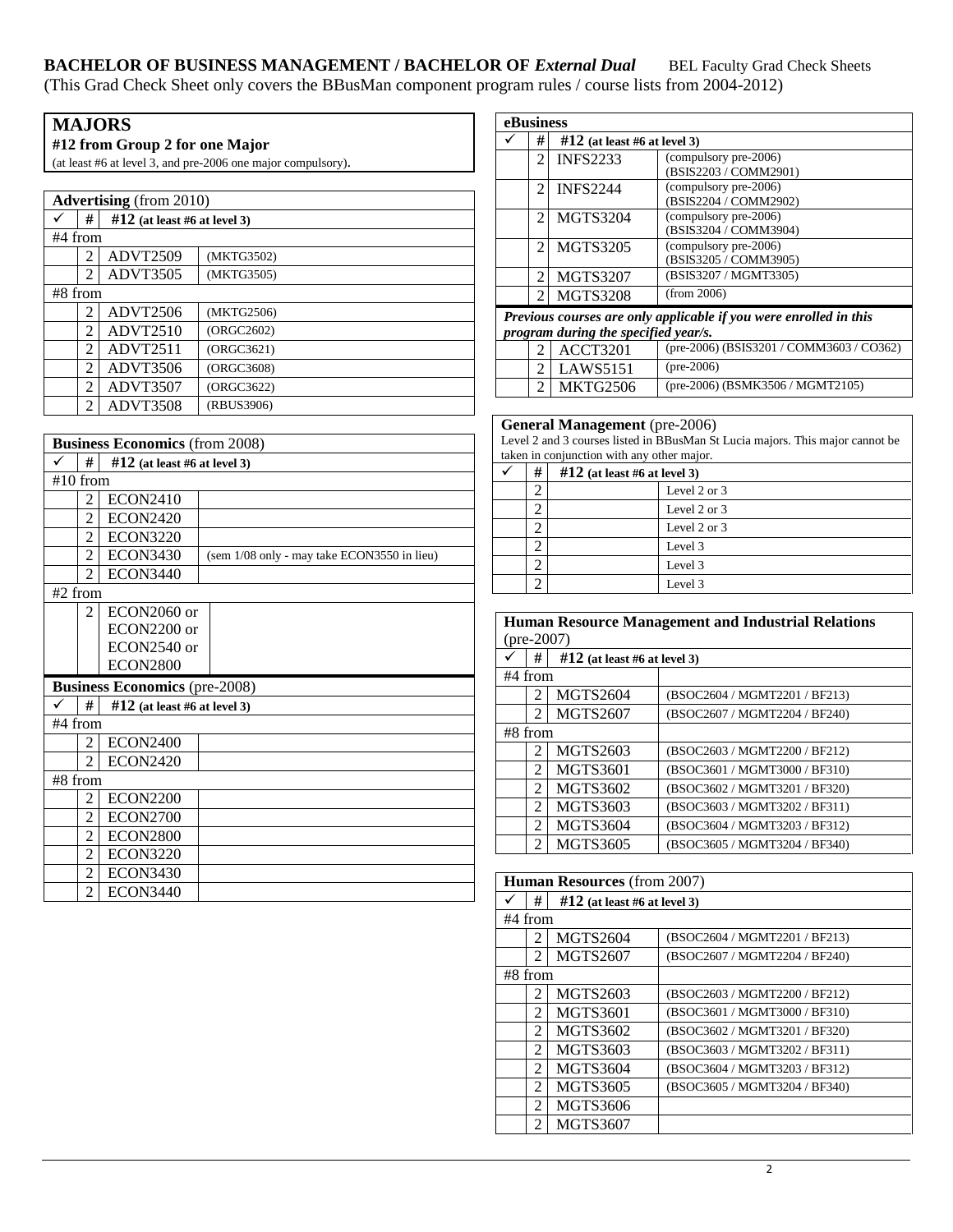**BACHELOR OF BUSINESS MANAGEMENT / BACHELOR OF *External Dual*** BEL Faculty Grad Check Sheets

(This Grad Check Sheet only covers the BBusMan component program rules / course lists from 2004-2012)

## MAJORS

**#12 from Group 2 for one Major**

(at least #6 at level 3, and pre-2006 one major compulsory).

| **Advertising** (from 2010) | | | |
|---|---|---|---|
| ✓ | # | **#12 (at least #6 at level 3)** | |
| #4 from | | | |
| | 2 | ADVT2509 | (MKTG3502) |
| | 2 | ADVT3505 | (MKTG3505) |
| #8 from | | | |
| | 2 | ADVT2506 | (MKTG2506) |
| | 2 | ADVT2510 | (ORGC2602) |
| | 2 | ADVT2511 | (ORGC3621) |
| | 2 | ADVT3506 | (ORGC3608) |
| | 2 | ADVT3507 | (ORGC3622) |
| | 2 | ADVT3508 | (RBUS3906) |

| **Business Economics** (from 2008) | | | |
|---|---|---|---|
| ✓ | # | **#12 (at least #6 at level 3)** | |
| #10 from | | | |
| | 2 | ECON2410 | |
| | 2 | ECON2420 | |
| | 2 | ECON3220 | |
| | 2 | ECON3430 | (sem 1/08 only - may take ECON3550 in lieu) |
| | 2 | ECON3440 | |
| #2 from | | | |
| | 2 | ECON2060 or ECON2200 or ECON2540 or ECON2800 | |

| **Business Economics** (pre-2008) | | | |
|---|---|---|---|
| ✓ | # | **#12 (at least #6 at level 3)** | |
| #4 from | | | |
| | 2 | ECON2400 | |
| | 2 | ECON2420 | |
| #8 from | | | |
| | 2 | ECON2200 | |
| | 2 | ECON2700 | |
| | 2 | ECON2800 | |
| | 2 | ECON3220 | |
| | 2 | ECON3430 | |
| | 2 | ECON3440 | |

| **eBusiness** | | | |
|---|---|---|---|
| ✓ | # | **#12 (at least #6 at level 3)** | |
| | 2 | INFS2233 | (compulsory pre-2006) (BSIS2203 / COMM2901) |
| | 2 | INFS2244 | (compulsory pre-2006) (BSIS2204 / COMM2902) |
| | 2 | MGTS3204 | (compulsory pre-2006) (BSIS3204 / COMM3904) |
| | 2 | MGTS3205 | (compulsory pre-2006) (BSIS3205 / COMM3905) |
| | 2 | MGTS3207 | (BSIS3207 / MGMT3305) |
| | 2 | MGTS3208 | (from 2006) |
| ***Previous courses are only applicable if you were enrolled in this program during the specified year/s.*** | | | |
| | 2 | ACCT3201 | (pre-2006) (BSIS3201 / COMM3603 / CO362) |
| | 2 | LAWS5151 | (pre-2006) |
| | 2 | MKTG2506 | (pre-2006) (BSMK3506 / MGMT2105) |

**General Management** (pre-2006)

Level 2 and 3 courses listed in BBusMan St Lucia majors. This major cannot be taken in conjunction with any other major.

| ✓ | # | **#12 (at least #6 at level 3)** | |
|---|---|---|---|
| | 2 | | Level 2 or 3 |
| | 2 | | Level 2 or 3 |
| | 2 | | Level 2 or 3 |
| | 2 | | Level 3 |
| | 2 | | Level 3 |
| | 2 | | Level 3 |

| **Human Resource Management and Industrial Relations** (pre-2007) | | | |
|---|---|---|---|
| ✓ | # | **#12 (at least #6 at level 3)** | |
| #4 from | | | |
| | 2 | MGTS2604 | (BSOC2604 / MGMT2201 / BF213) |
| | 2 | MGTS2607 | (BSOC2607 / MGMT2204 / BF240) |
| #8 from | | | |
| | 2 | MGTS2603 | (BSOC2603 / MGMT2200 / BF212) |
| | 2 | MGTS3601 | (BSOC3601 / MGMT3000 / BF310) |
| | 2 | MGTS3602 | (BSOC3602 / MGMT3201 / BF320) |
| | 2 | MGTS3603 | (BSOC3603 / MGMT3202 / BF311) |
| | 2 | MGTS3604 | (BSOC3604 / MGMT3203 / BF312) |
| | 2 | MGTS3605 | (BSOC3605 / MGMT3204 / BF340) |

| **Human Resources** (from 2007) | | | |
|---|---|---|---|
| ✓ | # | **#12 (at least #6 at level 3)** | |
| #4 from | | | |
| | 2 | MGTS2604 | (BSOC2604 / MGMT2201 / BF213) |
| | 2 | MGTS2607 | (BSOC2607 / MGMT2204 / BF240) |
| #8 from | | | |
| | 2 | MGTS2603 | (BSOC2603 / MGMT2200 / BF212) |
| | 2 | MGTS3601 | (BSOC3601 / MGMT3000 / BF310) |
| | 2 | MGTS3602 | (BSOC3602 / MGMT3201 / BF320) |
| | 2 | MGTS3603 | (BSOC3603 / MGMT3202 / BF311) |
| | 2 | MGTS3604 | (BSOC3604 / MGMT3203 / BF312) |
| | 2 | MGTS3605 | (BSOC3605 / MGMT3204 / BF340) |
| | 2 | MGTS3606 | |
| | 2 | MGTS3607 | |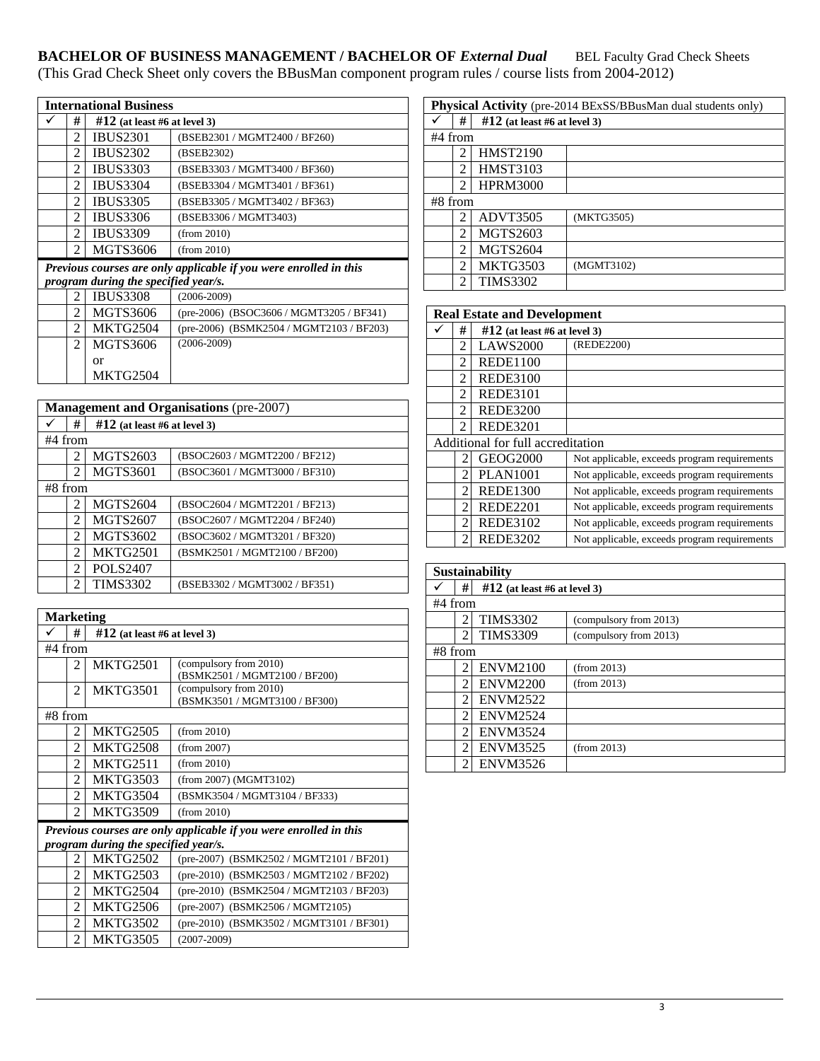**BACHELOR OF BUSINESS MANAGEMENT / BACHELOR OF *External Dual*** BEL Faculty Grad Check Sheets
(This Grad Check Sheet only covers the BBusMan component program rules / course lists from 2004-2012)

| **International Business** | | | |
|---|---|---|---|
| ✓ | # | **#12 (at least #6 at level 3)** | |
| | 2 | IBUS2301 | (BSEB2301 / MGMT2400 / BF260) |
| | 2 | IBUS2302 | (BSEB2302) |
| | 2 | IBUS3303 | (BSEB3303 / MGMT3400 / BF360) |
| | 2 | IBUS3304 | (BSEB3304 / MGMT3401 / BF361) |
| | 2 | IBUS3305 | (BSEB3305 / MGMT3402 / BF363) |
| | 2 | IBUS3306 | (BSEB3306 / MGMT3403) |
| | 2 | IBUS3309 | (from 2010) |
| | 2 | MGTS3606 | (from 2010) |
| ***Previous courses are only applicable if you were enrolled in this program during the specified year/s.*** | | | |
| | 2 | IBUS3308 | (2006-2009) |
| | 2 | MGTS3606 | (pre-2006) (BSOC3606 / MGMT3205 / BF341) |
| | 2 | MKTG2504 | (pre-2006) (BSMK2504 / MGMT2103 / BF203) |
| | 2 | MGTS3606 or MKTG2504 | (2006-2009) |

| **Management and Organisations** (pre-2007) | | | |
|---|---|---|---|
| ✓ | # | **#12 (at least #6 at level 3)** | |
| #4 from | | | |
| | 2 | MGTS2603 | (BSOC2603 / MGMT2200 / BF212) |
| | 2 | MGTS3601 | (BSOC3601 / MGMT3000 / BF310) |
| #8 from | | | |
| | 2 | MGTS2604 | (BSOC2604 / MGMT2201 / BF213) |
| | 2 | MGTS2607 | (BSOC2607 / MGMT2204 / BF240) |
| | 2 | MGTS3602 | (BSOC3602 / MGMT3201 / BF320) |
| | 2 | MKTG2501 | (BSMK2501 / MGMT2100 / BF200) |
| | 2 | POLS2407 | |
| | 2 | TIMS3302 | (BSEB3302 / MGMT3002 / BF351) |

| **Marketing** | | | |
|---|---|---|---|
| ✓ | # | **#12 (at least #6 at level 3)** | |
| #4 from | | | |
| | 2 | MKTG2501 | (compulsory from 2010) (BSMK2501 / MGMT2100 / BF200) |
| | 2 | MKTG3501 | (compulsory from 2010) (BSMK3501 / MGMT3100 / BF300) |
| #8 from | | | |
| | 2 | MKTG2505 | (from 2010) |
| | 2 | MKTG2508 | (from 2007) |
| | 2 | MKTG2511 | (from 2010) |
| | 2 | MKTG3503 | (from 2007) (MGMT3102) |
| | 2 | MKTG3504 | (BSMK3504 / MGMT3104 / BF333) |
| | 2 | MKTG3509 | (from 2010) |
| ***Previous courses are only applicable if you were enrolled in this program during the specified year/s.*** | | | |
| | 2 | MKTG2502 | (pre-2007) (BSMK2502 / MGMT2101 / BF201) |
| | 2 | MKTG2503 | (pre-2010) (BSMK2503 / MGMT2102 / BF202) |
| | 2 | MKTG2504 | (pre-2010) (BSMK2504 / MGMT2103 / BF203) |
| | 2 | MKTG2506 | (pre-2007) (BSMK2506 / MGMT2105) |
| | 2 | MKTG3502 | (pre-2010) (BSMK3502 / MGMT3101 / BF301) |
| | 2 | MKTG3505 | (2007-2009) |

| **Physical Activity** (pre-2014 BExSS/BBusMan dual students only) | | | |
|---|---|---|---|
| ✓ | # | **#12 (at least #6 at level 3)** | |
| #4 from | | | |
| | 2 | HMST2190 | |
| | 2 | HMST3103 | |
| | 2 | HPRM3000 | |
| #8 from | | | |
| | 2 | ADVT3505 | (MKTG3505) |
| | 2 | MGTS2603 | |
| | 2 | MGTS2604 | |
| | 2 | MKTG3503 | (MGMT3102) |
| | 2 | TIMS3302 | |

| **Real Estate and Development** | | | |
|---|---|---|---|
| ✓ | # | **#12 (at least #6 at level 3)** | |
| | 2 | LAWS2000 | (REDE2200) |
| | 2 | REDE1100 | |
| | 2 | REDE3100 | |
| | 2 | REDE3101 | |
| | 2 | REDE3200 | |
| | 2 | REDE3201 | |
| Additional for full accreditation | | | |
| | 2 | GEOG2000 | Not applicable, exceeds program requirements |
| | 2 | PLAN1001 | Not applicable, exceeds program requirements |
| | 2 | REDE1300 | Not applicable, exceeds program requirements |
| | 2 | REDE2201 | Not applicable, exceeds program requirements |
| | 2 | REDE3102 | Not applicable, exceeds program requirements |
| | 2 | REDE3202 | Not applicable, exceeds program requirements |

| **Sustainability** | | | |
|---|---|---|---|
| ✓ | # | **#12 (at least #6 at level 3)** | |
| #4 from | | | |
| | 2 | TIMS3302 | (compulsory from 2013) |
| | 2 | TIMS3309 | (compulsory from 2013) |
| #8 from | | | |
| | 2 | ENVM2100 | (from 2013) |
| | 2 | ENVM2200 | (from 2013) |
| | 2 | ENVM2522 | |
| | 2 | ENVM2524 | |
| | 2 | ENVM3524 | |
| | 2 | ENVM3525 | (from 2013) |
| | 2 | ENVM3526 | |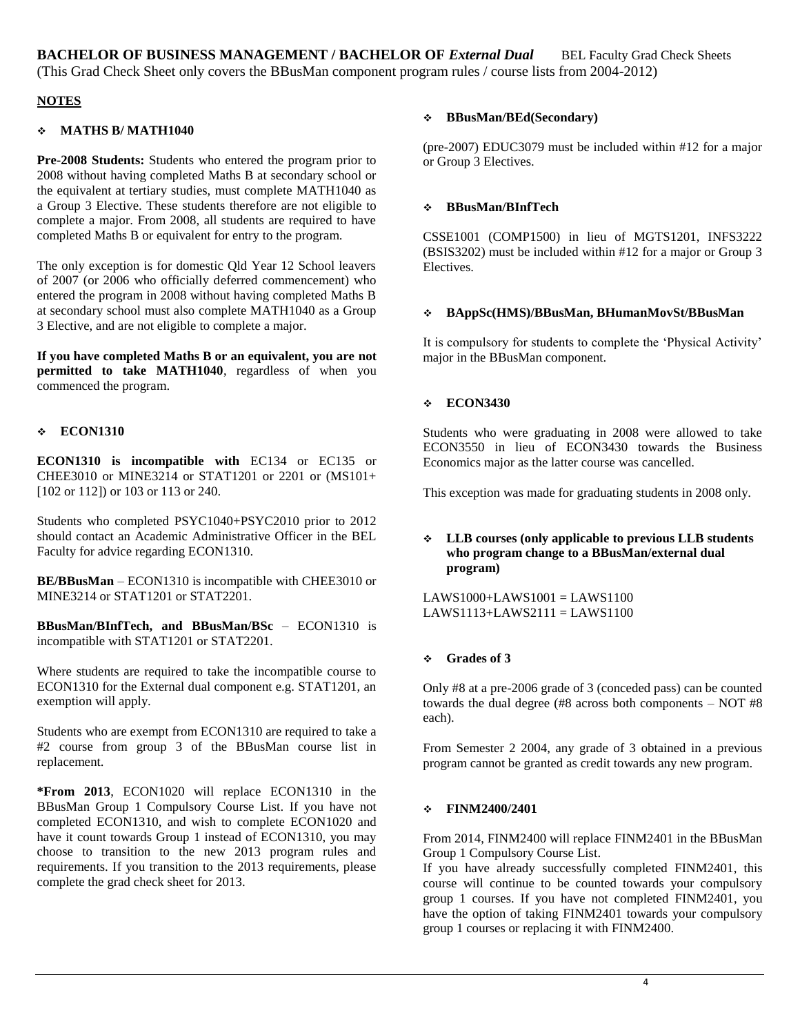**BACHELOR OF BUSINESS MANAGEMENT / BACHELOR OF *External Dual*** BEL Faculty Grad Check Sheets

(This Grad Check Sheet only covers the BBusMan component program rules / course lists from 2004-2012)

## NOTES

### ❖ MATHS B/ MATH1040

**Pre-2008 Students:** Students who entered the program prior to 2008 without having completed Maths B at secondary school or the equivalent at tertiary studies, must complete MATH1040 as a Group 3 Elective. These students therefore are not eligible to complete a major. From 2008, all students are required to have completed Maths B or equivalent for entry to the program.

The only exception is for domestic Qld Year 12 School leavers of 2007 (or 2006 who officially deferred commencement) who entered the program in 2008 without having completed Maths B at secondary school must also complete MATH1040 as a Group 3 Elective, and are not eligible to complete a major.

**If you have completed Maths B or an equivalent, you are not permitted to take MATH1040**, regardless of when you commenced the program.

### ❖ ECON1310

**ECON1310 is incompatible with** EC134 or EC135 or CHEE3010 or MINE3214 or STAT1201 or 2201 or (MS101+ [102 or 112]) or 103 or 113 or 240.

Students who completed PSYC1040+PSYC2010 prior to 2012 should contact an Academic Administrative Officer in the BEL Faculty for advice regarding ECON1310.

**BE/BBusMan** – ECON1310 is incompatible with CHEE3010 or MINE3214 or STAT1201 or STAT2201.

**BBusMan/BInfTech, and BBusMan/BSc** – ECON1310 is incompatible with STAT1201 or STAT2201.

Where students are required to take the incompatible course to ECON1310 for the External dual component e.g. STAT1201, an exemption will apply.

Students who are exempt from ECON1310 are required to take a #2 course from group 3 of the BBusMan course list in replacement.

**\*From 2013**, ECON1020 will replace ECON1310 in the BBusMan Group 1 Compulsory Course List. If you have not completed ECON1310, and wish to complete ECON1020 and have it count towards Group 1 instead of ECON1310, you may choose to transition to the new 2013 program rules and requirements. If you transition to the 2013 requirements, please complete the grad check sheet for 2013.

### ❖ BBusMan/BEd(Secondary)

(pre-2007) EDUC3079 must be included within #12 for a major or Group 3 Electives.

### ❖ BBusMan/BInfTech

CSSE1001 (COMP1500) in lieu of MGTS1201, INFS3222 (BSIS3202) must be included within #12 for a major or Group 3 Electives.

### ❖ BAppSc(HMS)/BBusMan, BHumanMovSt/BBusMan

It is compulsory for students to complete the 'Physical Activity' major in the BBusMan component.

### ❖ ECON3430

Students who were graduating in 2008 were allowed to take ECON3550 in lieu of ECON3430 towards the Business Economics major as the latter course was cancelled.

This exception was made for graduating students in 2008 only.

### ❖ LLB courses (only applicable to previous LLB students who program change to a BBusMan/external dual program)

LAWS1000+LAWS1001 = LAWS1100
LAWS1113+LAWS2111 = LAWS1100

### ❖ Grades of 3

Only #8 at a pre-2006 grade of 3 (conceded pass) can be counted towards the dual degree (#8 across both components – NOT #8 each).

From Semester 2 2004, any grade of 3 obtained in a previous program cannot be granted as credit towards any new program.

### ❖ FINM2400/2401

From 2014, FINM2400 will replace FINM2401 in the BBusMan Group 1 Compulsory Course List.
If you have already successfully completed FINM2401, this course will continue to be counted towards your compulsory group 1 courses. If you have not completed FINM2401, you have the option of taking FINM2401 towards your compulsory group 1 courses or replacing it with FINM2400.